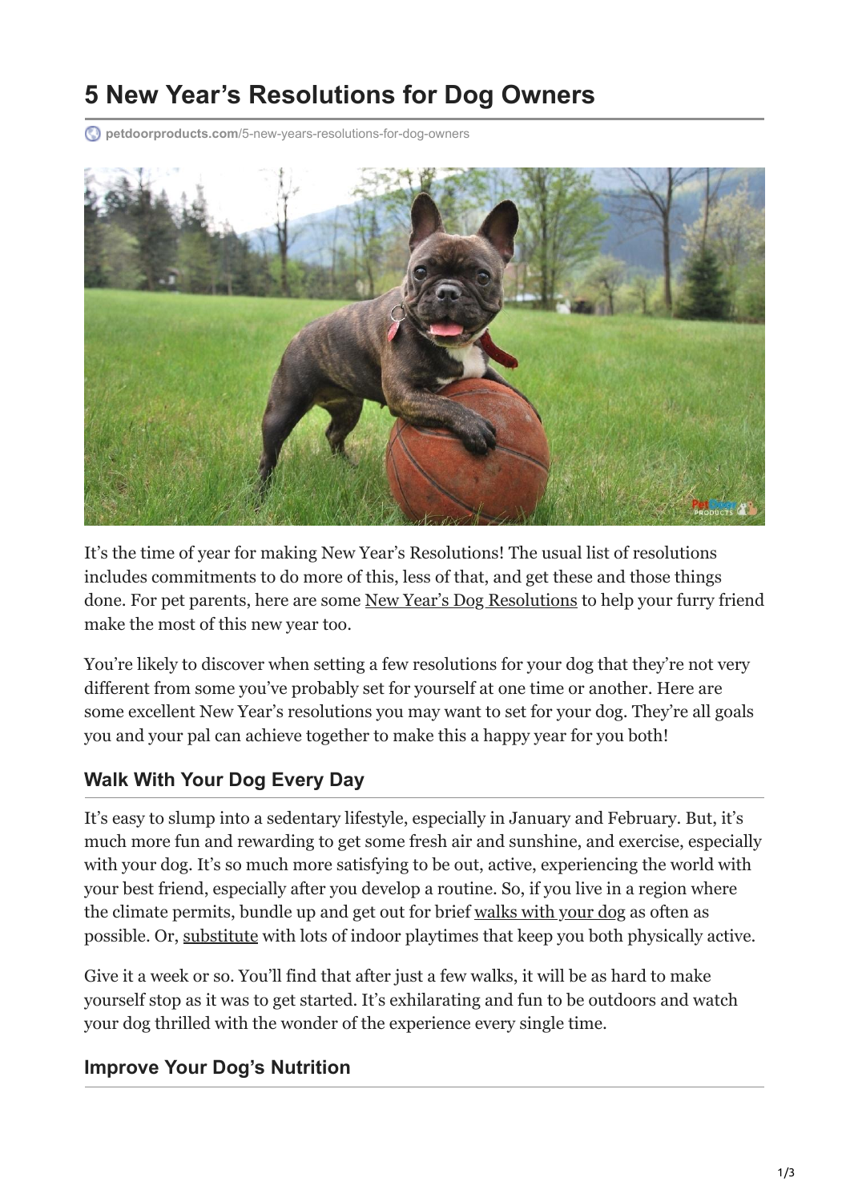# 5 New Year's Resolutions for Dog Owners

petdoorproducts.com/5-new-years-resolutions-for-dog-owners

It's the time of year for making New Year's Resolutions! The usual list of resolutions includes commitments to do more of this, less of that, and get these and those things done. For pet parents, here are some New Year's Dog Resolutions to help your furry friend make the most of this new year too.

You're likely to discover when setting a few resolutions for your dog that they're not very different from some you've probably set for yourself at one time or another. Here are some excellent New Year's resolutions you may want to set for your dog. They're all goals you and your pal can achieve together to make this a happy year for you both!

## Walk With Your Dog Every Day

It's easy to slump into a sedentary lifestyle, especially in January and February. But, it's much more fun and rewarding to get some fresh air and sunshine, and exercise, especially with your dog. It's so much more satisfying to be out, active, experiencing the world with your best friend, especially after you develop a routine. So, if you live in a region where the climate permits, bundle up and get out for brief walks with your dog as often as possible. Or, substitute with lots of indoor playtimes that keep you both physically active.

Give it a week or so. You'll find that after just a few walks, it will be as hard to make yourself stop as it was to get started. It's exhilarating and fun to be outdoors and watch your dog thrilled with the wonder of the experience every single time.

## Improve Your Dog's Nutrition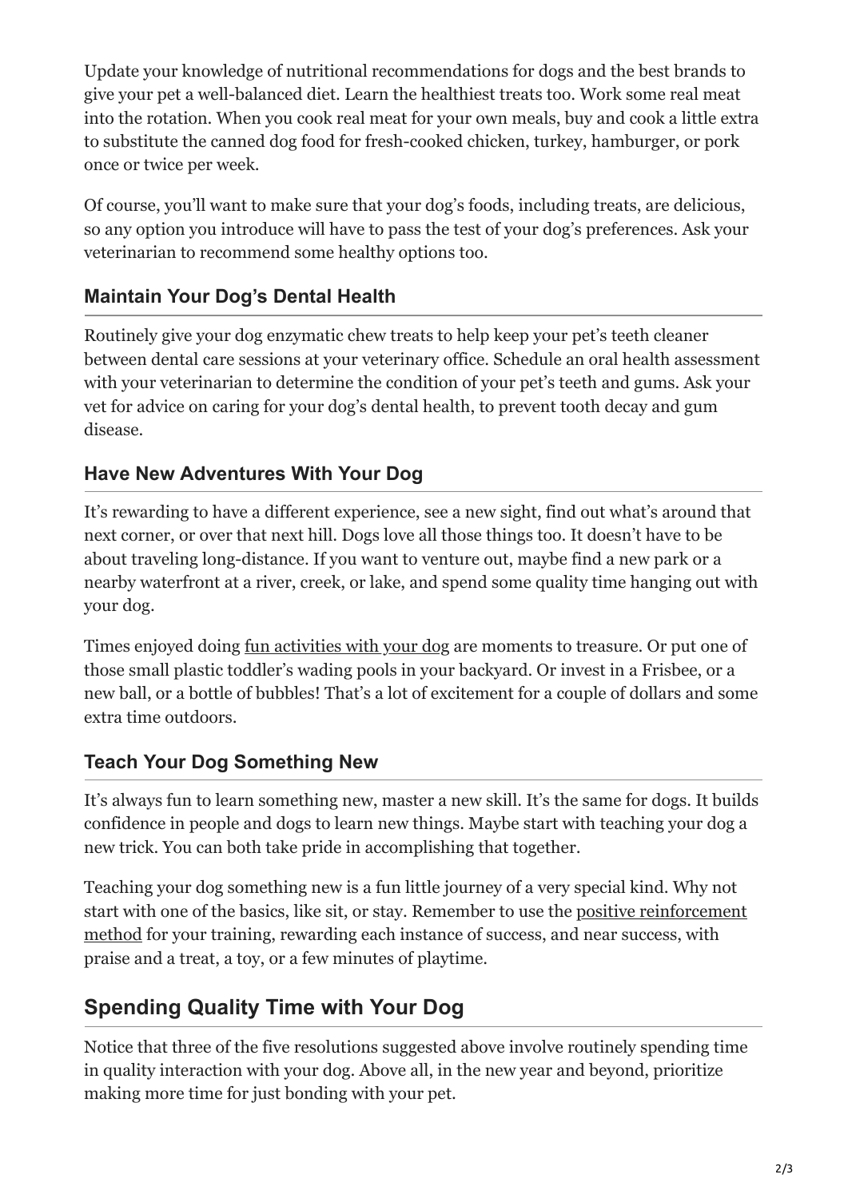Update your knowledge of nutritional recommendations for dogs and the best brands to give your pet a well-balanced diet. Learn the healthiest treats too. Work some real meat into the rotation. When you cook real meat for your own meals, buy and cook a little extra to substitute the canned dog food for fresh-cooked chicken, turkey, hamburger, or pork once or twice per week.

Of course, you'll want to make sure that your dog's foods, including treats, are delicious, so any option you introduce will have to pass the test of your dog's preferences. Ask your veterinarian to recommend some healthy options too.

### Maintain Your Dog's Dental Health

Routinely give your dog enzymatic chew treats to help keep your pet's teeth cleaner between dental care sessions at your veterinary office. Schedule an oral health assessment with your veterinarian to determine the condition of your pet's teeth and gums. Ask your vet for advice on caring for your dog's dental health, to prevent tooth decay and gum disease.

### Have New Adventures With Your Dog

It's rewarding to have a different experience, see a new sight, find out what's around that next corner, or over that next hill. Dogs love all those things too. It doesn't have to be about traveling long-distance. If you want to venture out, maybe find a new park or a nearby waterfront at a river, creek, or lake, and spend some quality time hanging out with your dog.

Times enjoyed doing fun activities with your dog are moments to treasure. Or put one of those small plastic toddler's wading pools in your backyard. Or invest in a Frisbee, or a new ball, or a bottle of bubbles! That's a lot of excitement for a couple of dollars and some extra time outdoors.

### Teach Your Dog Something New

It's always fun to learn something new, master a new skill. It's the same for dogs. It builds confidence in people and dogs to learn new things. Maybe start with teaching your dog a new trick. You can both take pride in accomplishing that together.

Teaching your dog something new is a fun little journey of a very special kind. Why not start with one of the basics, like sit, or stay. Remember to use the positive reinforcement method for your training, rewarding each instance of success, and near success, with praise and a treat, a toy, or a few minutes of playtime.

## Spending Quality Time with Your Dog

Notice that three of the five resolutions suggested above involve routinely spending time in quality interaction with your dog. Above all, in the new year and beyond, prioritize making more time for just bonding with your pet.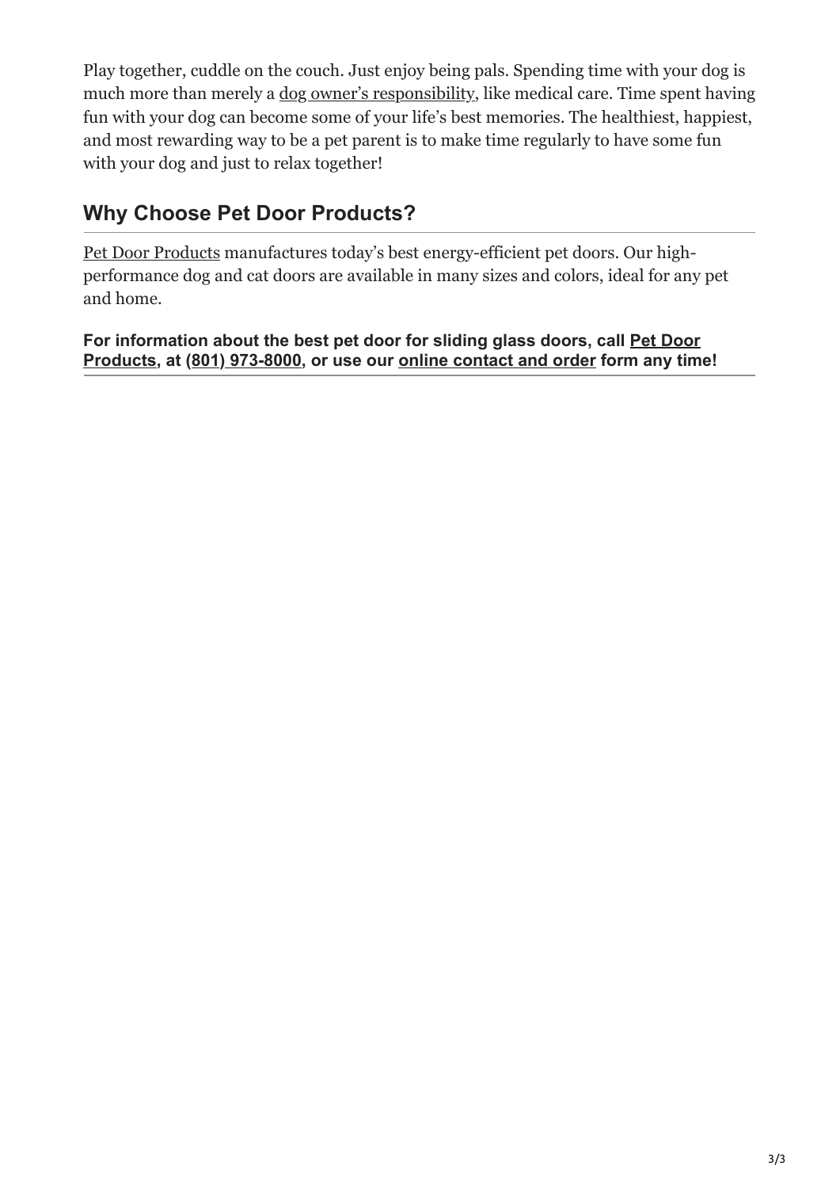Play together, cuddle on the couch. Just enjoy being pals. Spending time with your dog is much more than merely a dog owner's responsibility, like medical care. Time spent having fun with your dog can become some of your life's best memories. The healthiest, happiest, and most rewarding way to be a pet parent is to make time regularly to have some fun with your dog and just to relax together!

## Why Choose Pet Door Products?

Pet Door Products manufactures today's best energy-efficient pet doors. Our high-performance dog and cat doors are available in many sizes and colors, ideal for any pet and home.

**For information about the best pet door for sliding glass doors, call Pet Door Products, at (801) 973-8000, or use our online contact and order form any time!**